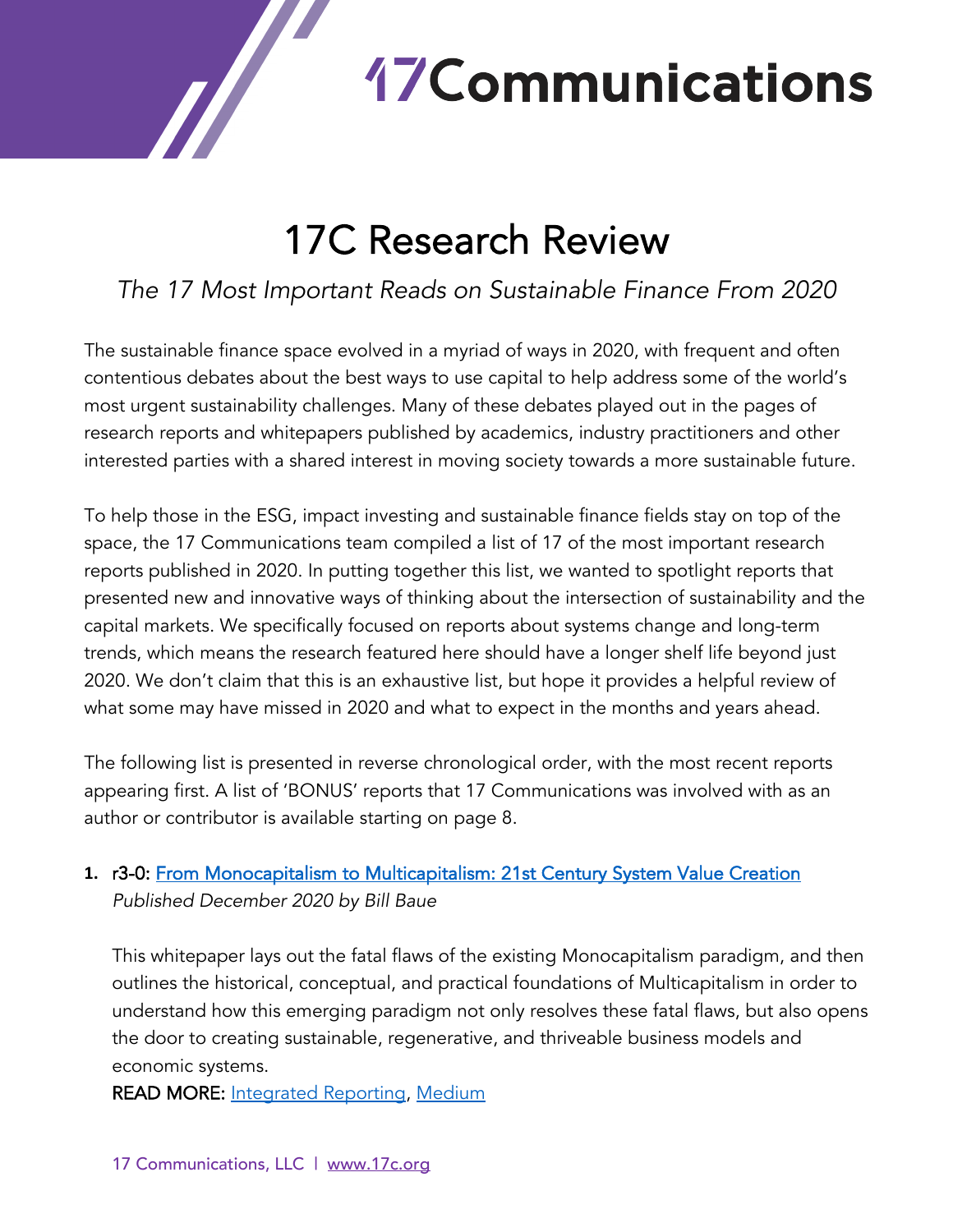# 17Communications

## 17C Research Review

*The 17 Most Important Reads on Sustainable Finance From 2020*

The sustainable finance space evolved in a myriad of ways in 2020, with frequent and often contentious debates about the best ways to use capital to help address some of the world's most urgent sustainability challenges. Many of these debates played out in the pages of research reports and whitepapers published by academics, industry practitioners and other interested parties with a shared interest in moving society towards a more sustainable future.

To help those in the ESG, impact investing and sustainable finance fields stay on top of the space, the 17 Communications team compiled a list of 17 of the most important research reports published in 2020. In putting together this list, we wanted to spotlight reports that presented new and innovative ways of thinking about the intersection of sustainability and the capital markets. We specifically focused on reports about systems change and long-term trends, which means the research featured here should have a longer shelf life beyond just 2020. We don't claim that this is an exhaustive list, but hope it provides a helpful review of what some may have missed in 2020 and what to expect in the months and years ahead.

The following list is presented in reverse chronological order, with the most recent reports appearing first. A list of 'BONUS' reports that 17 Communications was involved with as an author or contributor is available starting on page 8.

1. r3-0: From Monocapitalism to Multicapitalism: 21st Century System Value Creation
   *Published December 2020 by Bill Baue*

   This whitepaper lays out the fatal flaws of the existing Monocapitalism paradigm, and then outlines the historical, conceptual, and practical foundations of Multicapitalism in order to understand how this emerging paradigm not only resolves these fatal flaws, but also opens the door to creating sustainable, regenerative, and thriveable business models and economic systems.
   **READ MORE:** Integrated Reporting, Medium

17 Communications, LLC | www.17c.org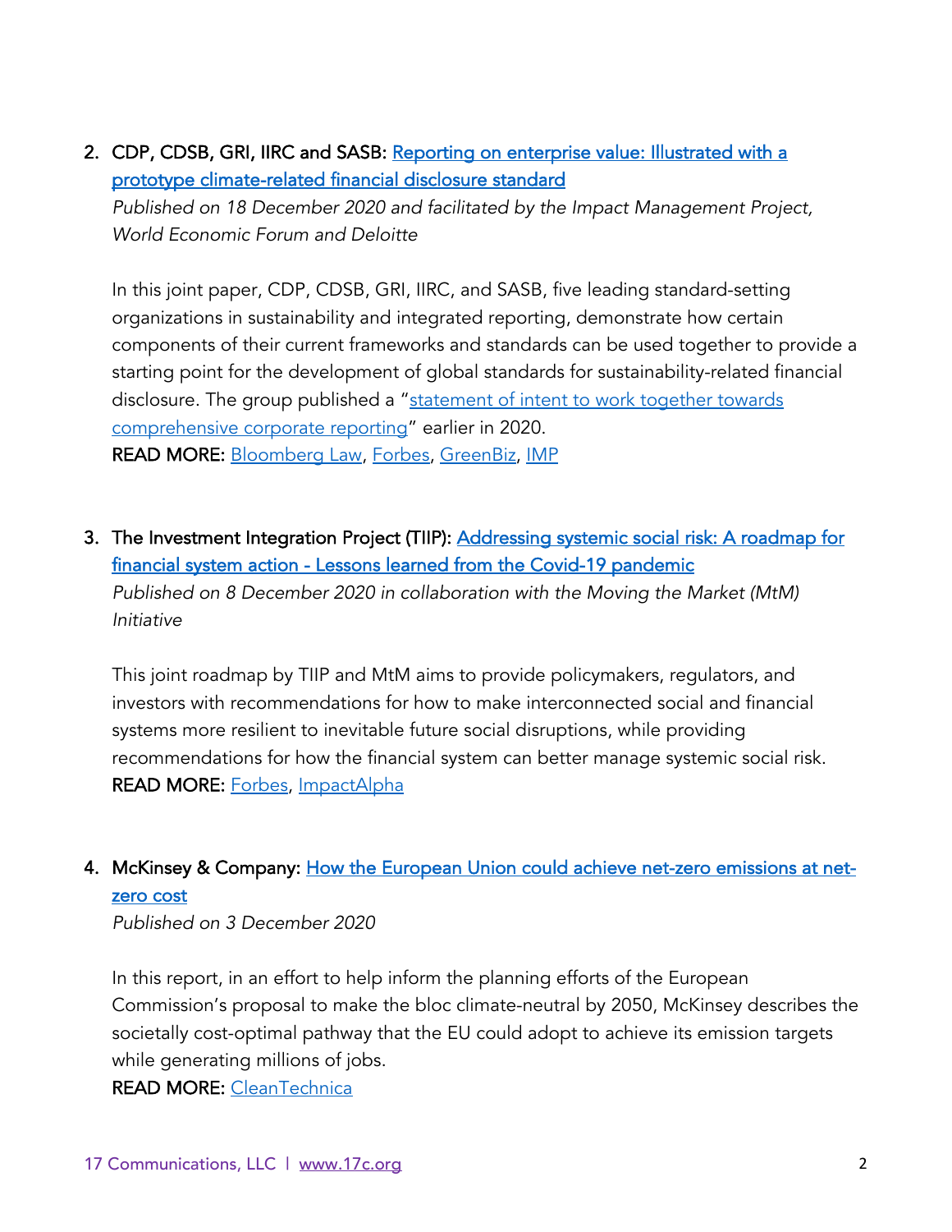2. CDP, CDSB, GRI, IIRC and SASB: Reporting on enterprise value: Illustrated with a prototype climate-related financial disclosure standard
*Published on 18 December 2020 and facilitated by the Impact Management Project, World Economic Forum and Deloitte*

   In this joint paper, CDP, CDSB, GRI, IIRC, and SASB, five leading standard-setting organizations in sustainability and integrated reporting, demonstrate how certain components of their current frameworks and standards can be used together to provide a starting point for the development of global standards for sustainability-related financial disclosure. The group published a "statement of intent to work together towards comprehensive corporate reporting" earlier in 2020.
   READ MORE: Bloomberg Law, Forbes, GreenBiz, IMP

3. The Investment Integration Project (TIIP): Addressing systemic social risk: A roadmap for financial system action - Lessons learned from the Covid-19 pandemic
*Published on 8 December 2020 in collaboration with the Moving the Market (MtM) Initiative*

   This joint roadmap by TIIP and MtM aims to provide policymakers, regulators, and investors with recommendations for how to make interconnected social and financial systems more resilient to inevitable future social disruptions, while providing recommendations for how the financial system can better manage systemic social risk.
   READ MORE: Forbes, ImpactAlpha

4. McKinsey & Company: How the European Union could achieve net-zero emissions at net-zero cost
*Published on 3 December 2020*

   In this report, in an effort to help inform the planning efforts of the European Commission's proposal to make the bloc climate-neutral by 2050, McKinsey describes the societally cost-optimal pathway that the EU could adopt to achieve its emission targets while generating millions of jobs.
   READ MORE: CleanTechnica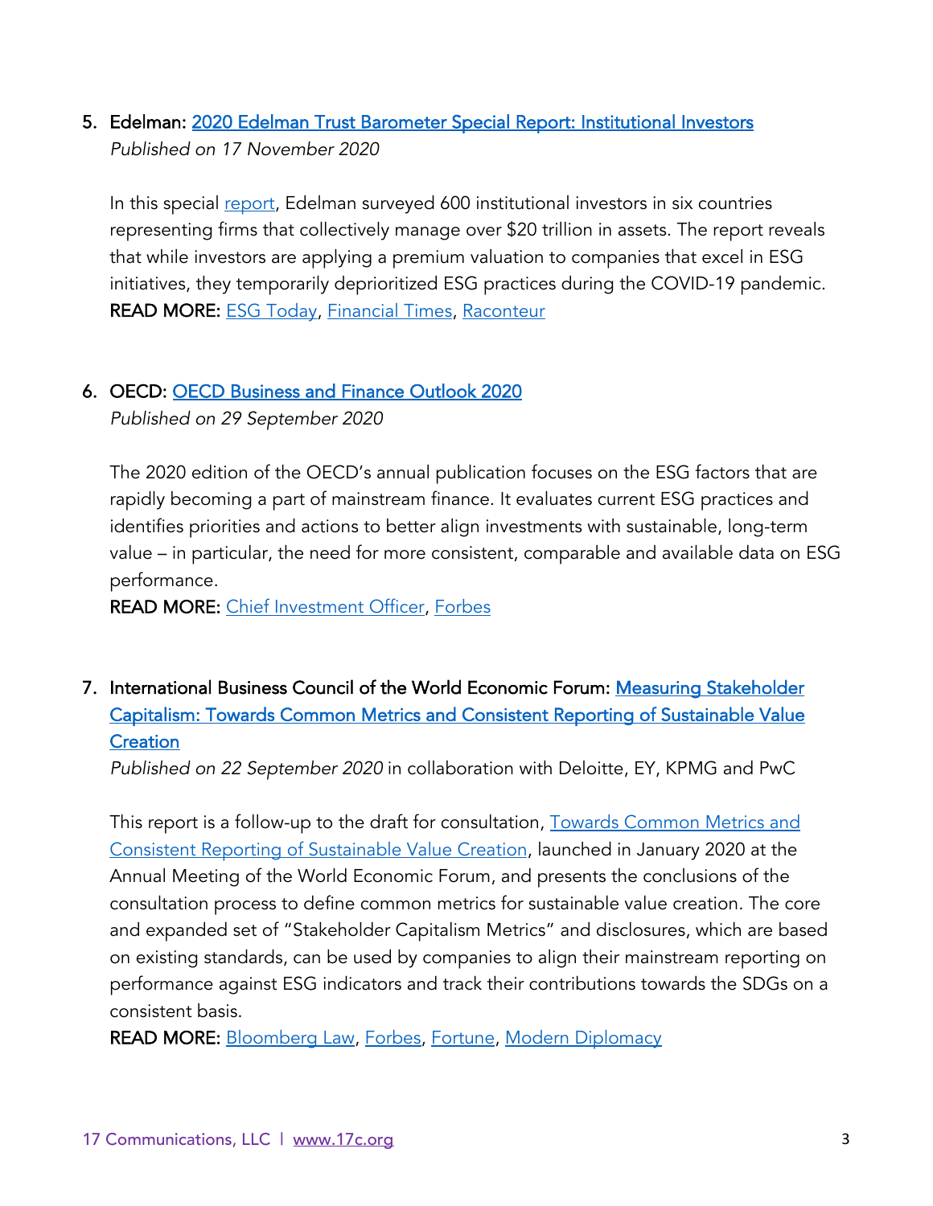5. Edelman: 2020 Edelman Trust Barometer Special Report: Institutional Investors
   *Published on 17 November 2020*

   In this special report, Edelman surveyed 600 institutional investors in six countries representing firms that collectively manage over $20 trillion in assets. The report reveals that while investors are applying a premium valuation to companies that excel in ESG initiatives, they temporarily deprioritized ESG practices during the COVID-19 pandemic.
   **READ MORE:** ESG Today, Financial Times, Raconteur

6. OECD: OECD Business and Finance Outlook 2020
   *Published on 29 September 2020*

   The 2020 edition of the OECD's annual publication focuses on the ESG factors that are rapidly becoming a part of mainstream finance. It evaluates current ESG practices and identifies priorities and actions to better align investments with sustainable, long-term value – in particular, the need for more consistent, comparable and available data on ESG performance.
   **READ MORE:** Chief Investment Officer, Forbes

7. International Business Council of the World Economic Forum: Measuring Stakeholder Capitalism: Towards Common Metrics and Consistent Reporting of Sustainable Value Creation
   *Published on 22 September 2020* in collaboration with Deloitte, EY, KPMG and PwC

   This report is a follow-up to the draft for consultation, Towards Common Metrics and Consistent Reporting of Sustainable Value Creation, launched in January 2020 at the Annual Meeting of the World Economic Forum, and presents the conclusions of the consultation process to define common metrics for sustainable value creation. The core and expanded set of "Stakeholder Capitalism Metrics" and disclosures, which are based on existing standards, can be used by companies to align their mainstream reporting on performance against ESG indicators and track their contributions towards the SDGs on a consistent basis.
   **READ MORE:** Bloomberg Law, Forbes, Fortune, Modern Diplomacy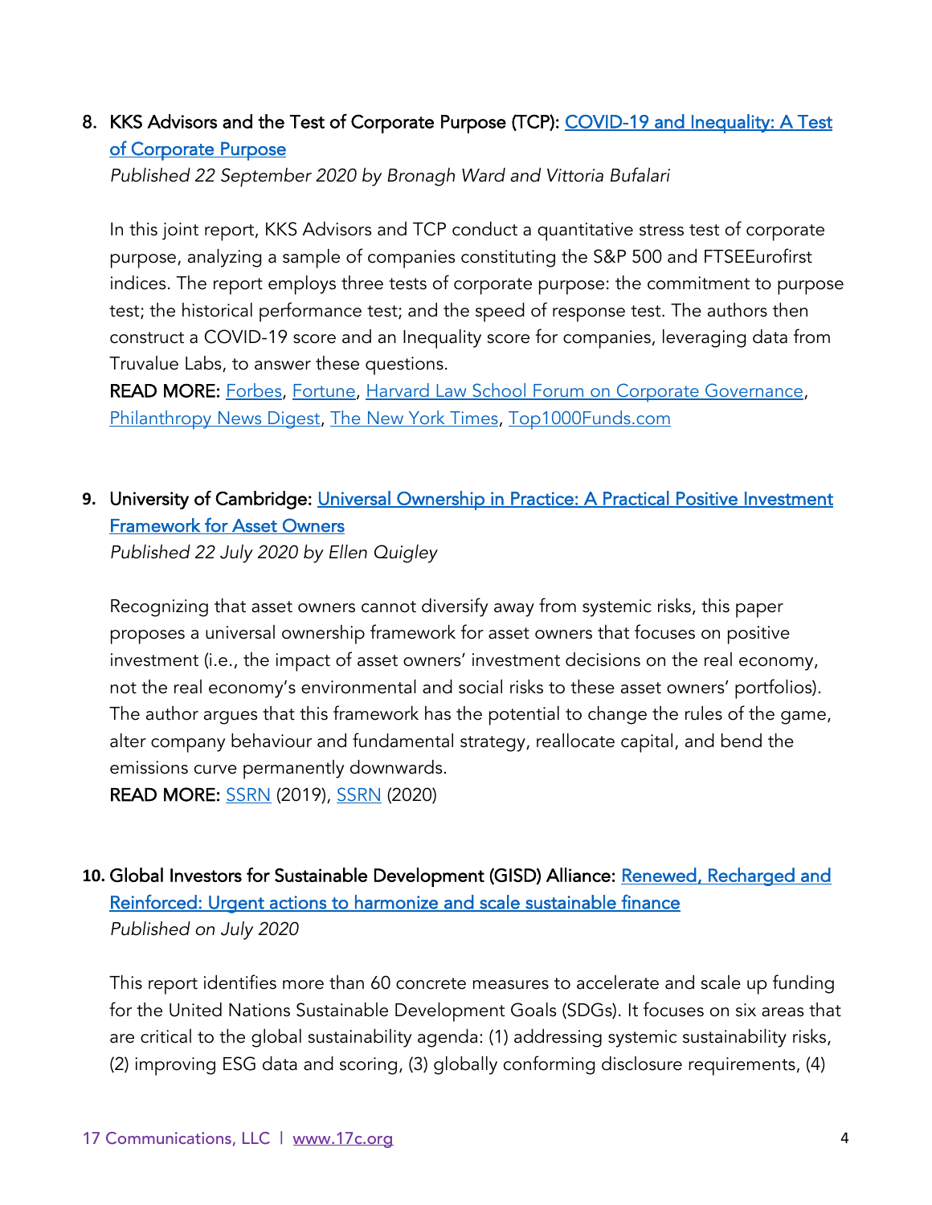8. KKS Advisors and the Test of Corporate Purpose (TCP): COVID-19 and Inequality: A Test of Corporate Purpose
   *Published 22 September 2020 by Bronagh Ward and Vittoria Bufalari*

   In this joint report, KKS Advisors and TCP conduct a quantitative stress test of corporate purpose, analyzing a sample of companies constituting the S&P 500 and FTSEEurofirst indices. The report employs three tests of corporate purpose: the commitment to purpose test; the historical performance test; and the speed of response test. The authors then construct a COVID-19 score and an Inequality score for companies, leveraging data from Truvalue Labs, to answer these questions.
   **READ MORE:** Forbes, Fortune, Harvard Law School Forum on Corporate Governance, Philanthropy News Digest, The New York Times, Top1000Funds.com

9. University of Cambridge: Universal Ownership in Practice: A Practical Positive Investment Framework for Asset Owners
   *Published 22 July 2020 by Ellen Quigley*

   Recognizing that asset owners cannot diversify away from systemic risks, this paper proposes a universal ownership framework for asset owners that focuses on positive investment (i.e., the impact of asset owners' investment decisions on the real economy, not the real economy's environmental and social risks to these asset owners' portfolios). The author argues that this framework has the potential to change the rules of the game, alter company behaviour and fundamental strategy, reallocate capital, and bend the emissions curve permanently downwards.
   **READ MORE:** SSRN (2019), SSRN (2020)

10. Global Investors for Sustainable Development (GISD) Alliance: Renewed, Recharged and Reinforced: Urgent actions to harmonize and scale sustainable finance
    *Published on July 2020*

    This report identifies more than 60 concrete measures to accelerate and scale up funding for the United Nations Sustainable Development Goals (SDGs). It focuses on six areas that are critical to the global sustainability agenda: (1) addressing systemic sustainability risks, (2) improving ESG data and scoring, (3) globally conforming disclosure requirements, (4)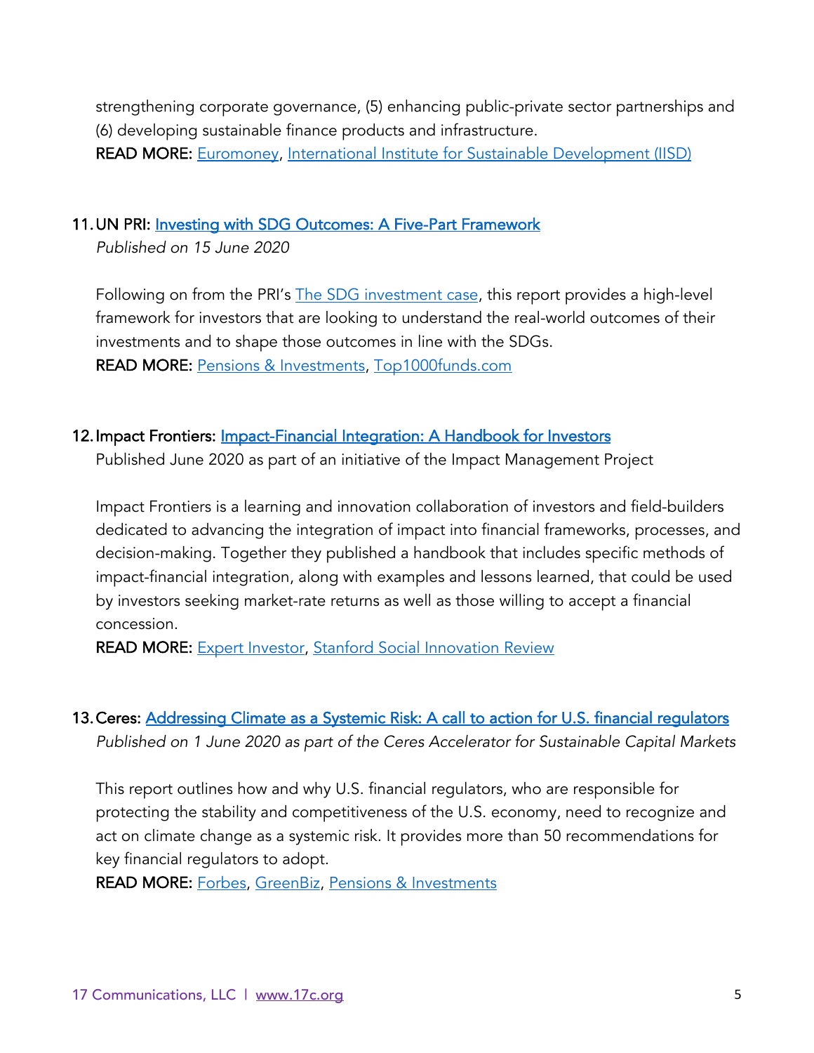strengthening corporate governance, (5) enhancing public-private sector partnerships and (6) developing sustainable finance products and infrastructure.
**READ MORE:** Euromoney, International Institute for Sustainable Development (IISD)

11. UN PRI: Investing with SDG Outcomes: A Five-Part Framework
    *Published on 15 June 2020*

    Following on from the PRI's The SDG investment case, this report provides a high-level framework for investors that are looking to understand the real-world outcomes of their investments and to shape those outcomes in line with the SDGs.
    **READ MORE:** Pensions & Investments, Top1000funds.com

12. Impact Frontiers: Impact-Financial Integration: A Handbook for Investors
    Published June 2020 as part of an initiative of the Impact Management Project

    Impact Frontiers is a learning and innovation collaboration of investors and field-builders dedicated to advancing the integration of impact into financial frameworks, processes, and decision-making. Together they published a handbook that includes specific methods of impact-financial integration, along with examples and lessons learned, that could be used by investors seeking market-rate returns as well as those willing to accept a financial concession.
    **READ MORE:** Expert Investor, Stanford Social Innovation Review

13. Ceres: Addressing Climate as a Systemic Risk: A call to action for U.S. financial regulators
    *Published on 1 June 2020 as part of the Ceres Accelerator for Sustainable Capital Markets*

    This report outlines how and why U.S. financial regulators, who are responsible for protecting the stability and competitiveness of the U.S. economy, need to recognize and act on climate change as a systemic risk. It provides more than 50 recommendations for key financial regulators to adopt.
    **READ MORE:** Forbes, GreenBiz, Pensions & Investments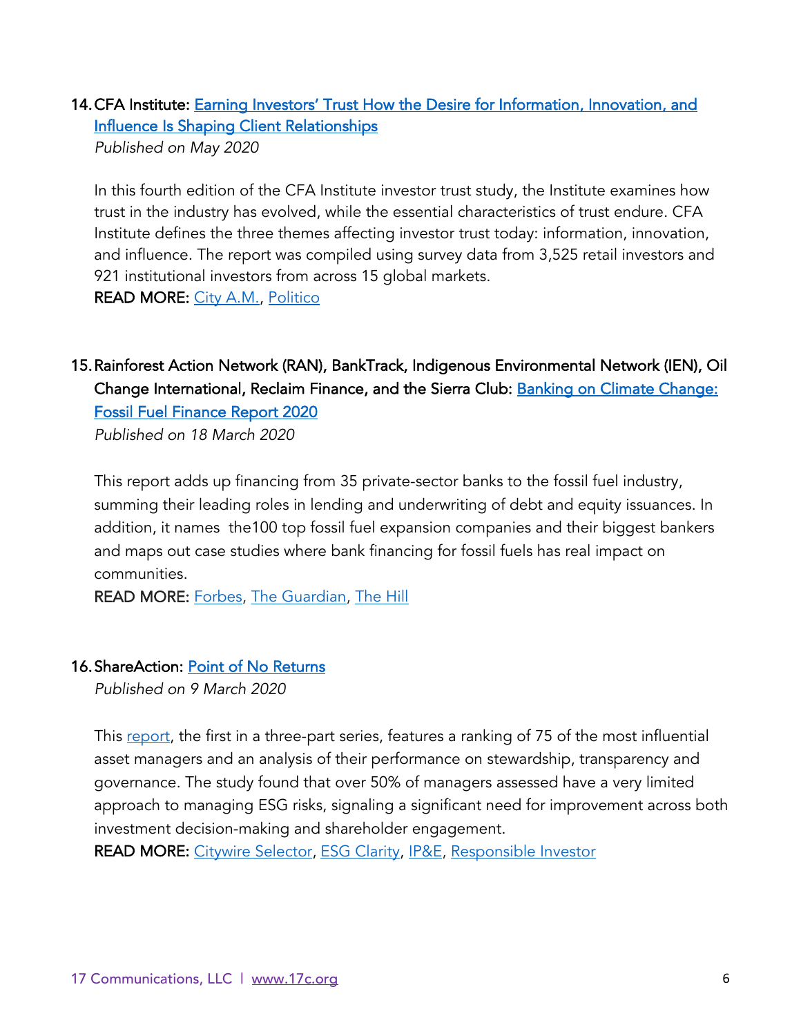14. CFA Institute: Earning Investors' Trust How the Desire for Information, Innovation, and Influence Is Shaping Client Relationships
*Published on May 2020*

    In this fourth edition of the CFA Institute investor trust study, the Institute examines how trust in the industry has evolved, while the essential characteristics of trust endure. CFA Institute defines the three themes affecting investor trust today: information, innovation, and influence. The report was compiled using survey data from 3,525 retail investors and 921 institutional investors from across 15 global markets.
    **READ MORE:** City A.M., Politico

15. Rainforest Action Network (RAN), BankTrack, Indigenous Environmental Network (IEN), Oil Change International, Reclaim Finance, and the Sierra Club: Banking on Climate Change: Fossil Fuel Finance Report 2020
*Published on 18 March 2020*

    This report adds up financing from 35 private-sector banks to the fossil fuel industry, summing their leading roles in lending and underwriting of debt and equity issuances. In addition, it names the100 top fossil fuel expansion companies and their biggest bankers and maps out case studies where bank financing for fossil fuels has real impact on communities.
    **READ MORE:** Forbes, The Guardian, The Hill

16. ShareAction: Point of No Returns
*Published on 9 March 2020*

    This report, the first in a three-part series, features a ranking of 75 of the most influential asset managers and an analysis of their performance on stewardship, transparency and governance. The study found that over 50% of managers assessed have a very limited approach to managing ESG risks, signaling a significant need for improvement across both investment decision-making and shareholder engagement.
    **READ MORE:** Citywire Selector, ESG Clarity, IP&E, Responsible Investor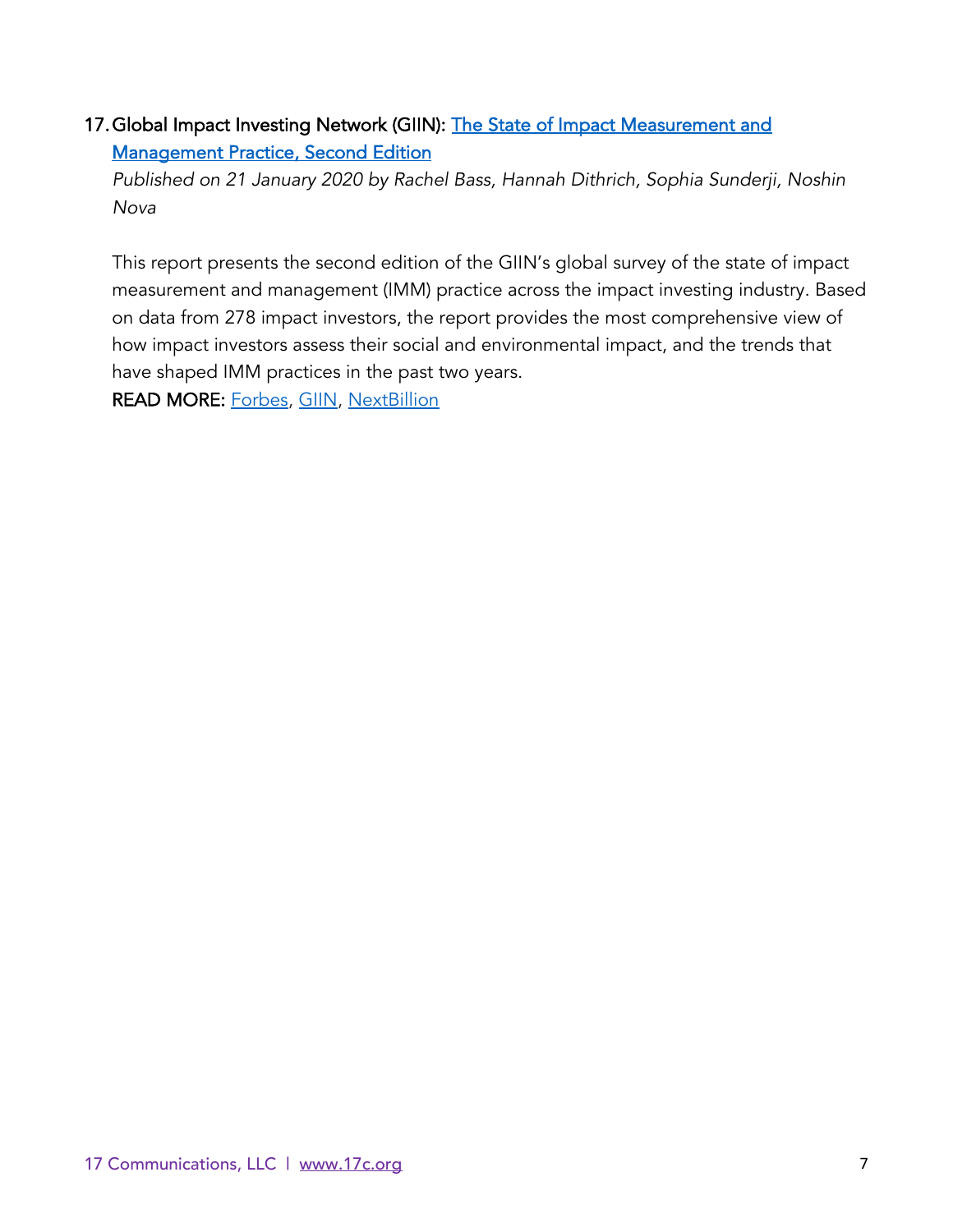17. Global Impact Investing Network (GIIN): The State of Impact Measurement and Management Practice, Second Edition

    *Published on 21 January 2020 by Rachel Bass, Hannah Dithrich, Sophia Sunderji, Noshin Nova*

    This report presents the second edition of the GIIN's global survey of the state of impact measurement and management (IMM) practice across the impact investing industry. Based on data from 278 impact investors, the report provides the most comprehensive view of how impact investors assess their social and environmental impact, and the trends that have shaped IMM practices in the past two years.

    READ MORE: Forbes, GIIN, NextBillion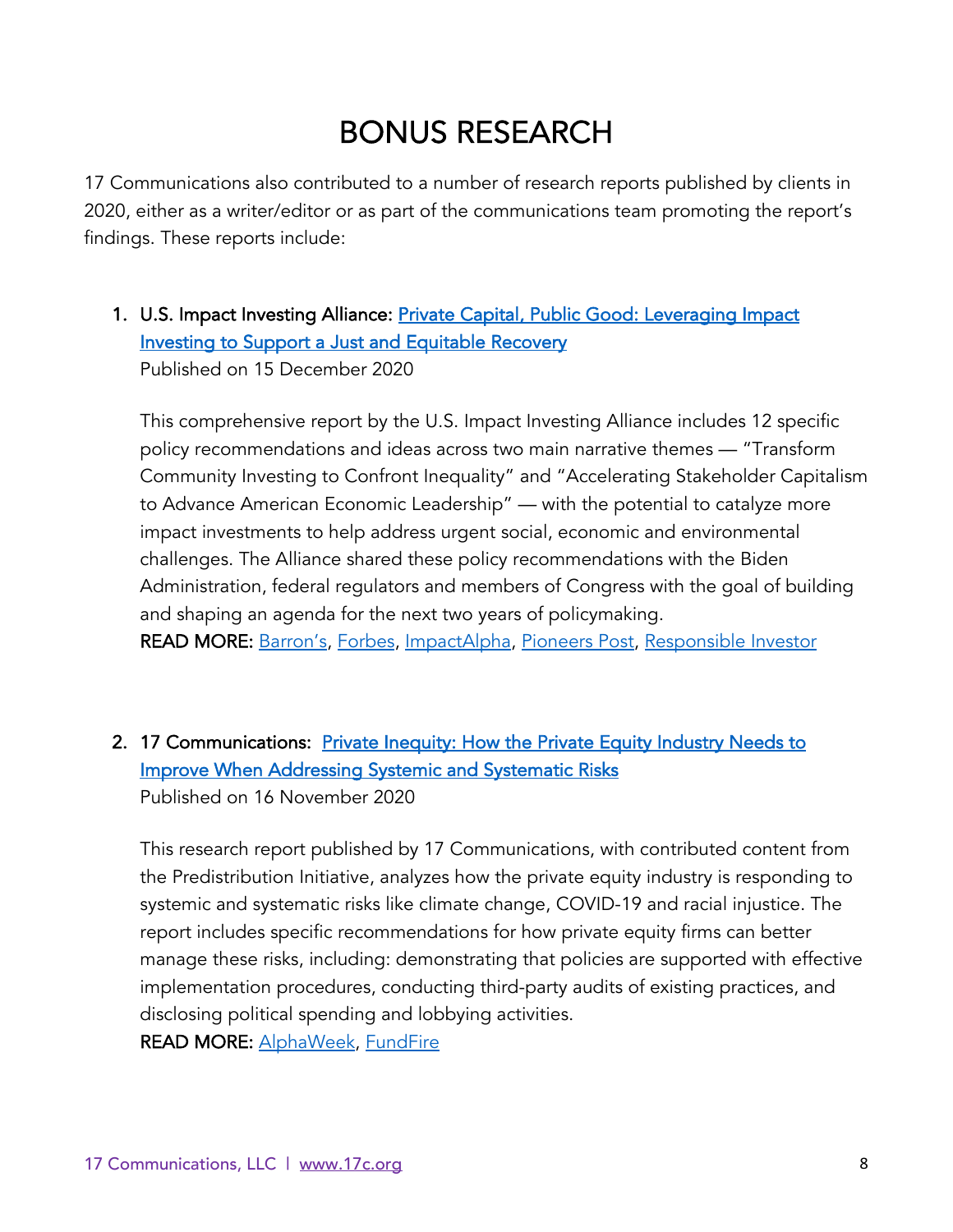# BONUS RESEARCH

17 Communications also contributed to a number of research reports published by clients in 2020, either as a writer/editor or as part of the communications team promoting the report's findings. These reports include:

1. U.S. Impact Investing Alliance: Private Capital, Public Good: Leveraging Impact Investing to Support a Just and Equitable Recovery
   Published on 15 December 2020

   This comprehensive report by the U.S. Impact Investing Alliance includes 12 specific policy recommendations and ideas across two main narrative themes — "Transform Community Investing to Confront Inequality" and "Accelerating Stakeholder Capitalism to Advance American Economic Leadership" — with the potential to catalyze more impact investments to help address urgent social, economic and environmental challenges. The Alliance shared these policy recommendations with the Biden Administration, federal regulators and members of Congress with the goal of building and shaping an agenda for the next two years of policymaking.
   **READ MORE:** Barron's, Forbes, ImpactAlpha, Pioneers Post, Responsible Investor

2. 17 Communications: Private Inequity: How the Private Equity Industry Needs to Improve When Addressing Systemic and Systematic Risks
   Published on 16 November 2020

   This research report published by 17 Communications, with contributed content from the Predistribution Initiative, analyzes how the private equity industry is responding to systemic and systematic risks like climate change, COVID-19 and racial injustice. The report includes specific recommendations for how private equity firms can better manage these risks, including: demonstrating that policies are supported with effective implementation procedures, conducting third-party audits of existing practices, and disclosing political spending and lobbying activities.
   **READ MORE:** AlphaWeek, FundFire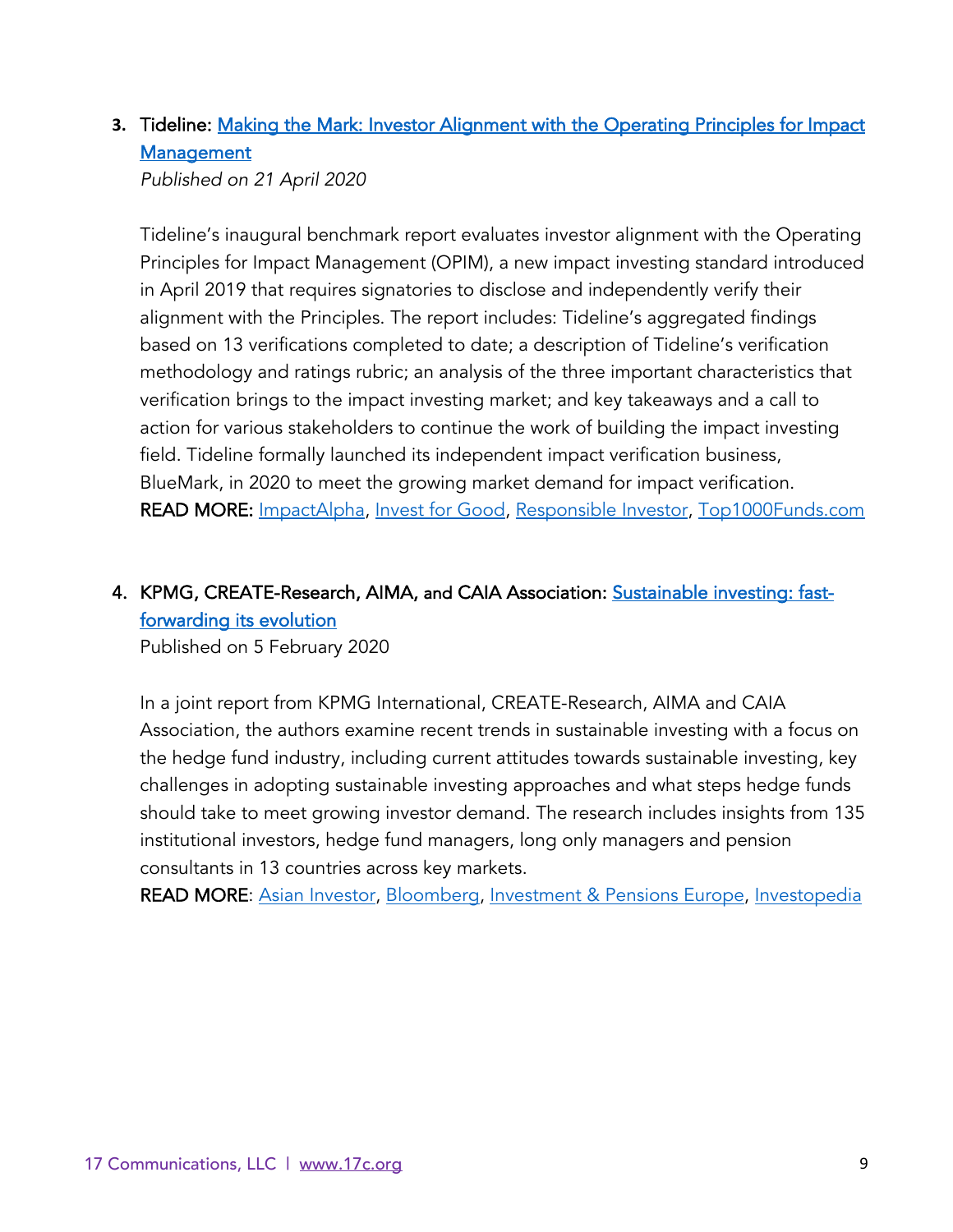3. Tideline: Making the Mark: Investor Alignment with the Operating Principles for Impact Management
   *Published on 21 April 2020*

   Tideline's inaugural benchmark report evaluates investor alignment with the Operating Principles for Impact Management (OPIM), a new impact investing standard introduced in April 2019 that requires signatories to disclose and independently verify their alignment with the Principles. The report includes: Tideline's aggregated findings based on 13 verifications completed to date; a description of Tideline's verification methodology and ratings rubric; an analysis of the three important characteristics that verification brings to the impact investing market; and key takeaways and a call to action for various stakeholders to continue the work of building the impact investing field. Tideline formally launched its independent impact verification business, BlueMark, in 2020 to meet the growing market demand for impact verification.
   **READ MORE:** ImpactAlpha, Invest for Good, Responsible Investor, Top1000Funds.com

4. KPMG, CREATE-Research, AIMA, and CAIA Association: Sustainable investing: fast-forwarding its evolution
   Published on 5 February 2020

   In a joint report from KPMG International, CREATE-Research, AIMA and CAIA Association, the authors examine recent trends in sustainable investing with a focus on the hedge fund industry, including current attitudes towards sustainable investing, key challenges in adopting sustainable investing approaches and what steps hedge funds should take to meet growing investor demand. The research includes insights from 135 institutional investors, hedge fund managers, long only managers and pension consultants in 13 countries across key markets.
   **READ MORE**: Asian Investor, Bloomberg, Investment & Pensions Europe, Investopedia